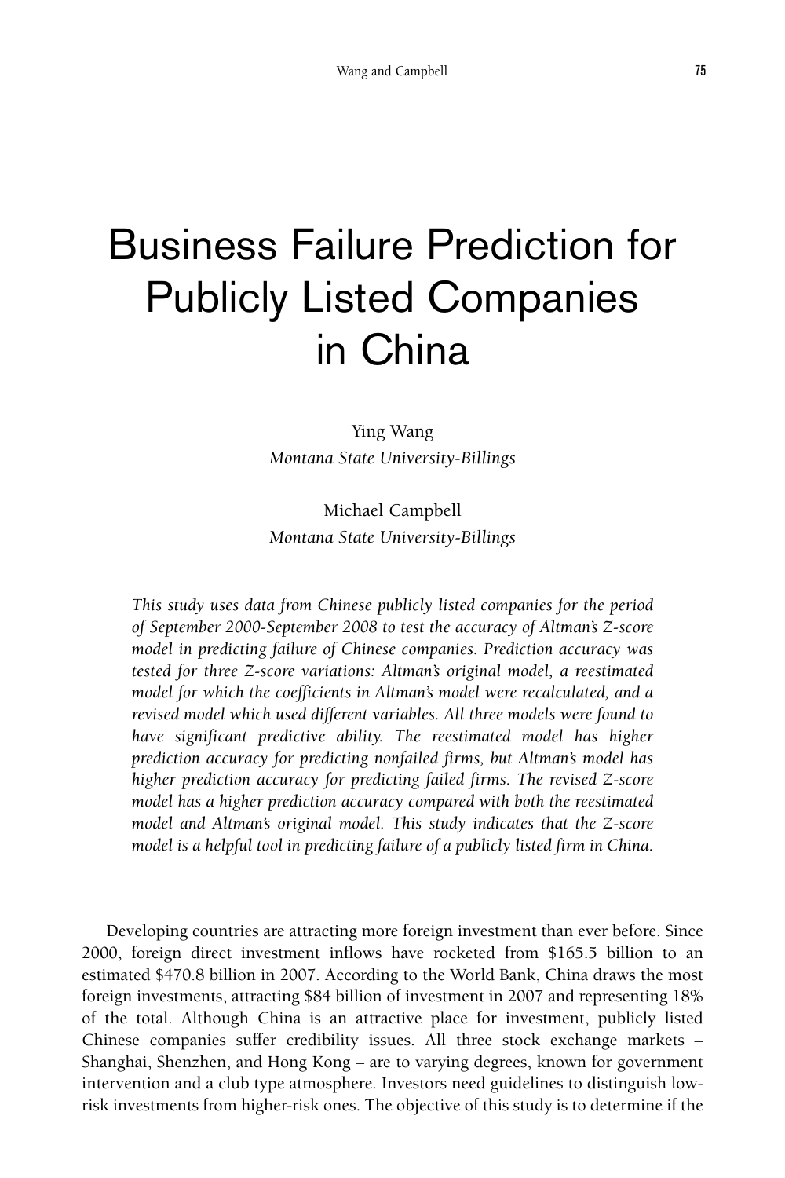# Business Failure Prediction for Publicly Listed Companies in China

Ying Wang
*Montana State University-Billings*

Michael Campbell
*Montana State University-Billings*

*This study uses data from Chinese publicly listed companies for the period of September 2000-September 2008 to test the accuracy of Altman's Z-score model in predicting failure of Chinese companies. Prediction accuracy was tested for three Z-score variations: Altman's original model, a reestimated model for which the coefficients in Altman's model were recalculated, and a revised model which used different variables. All three models were found to have significant predictive ability. The reestimated model has higher prediction accuracy for predicting nonfailed firms, but Altman's model has higher prediction accuracy for predicting failed firms. The revised Z-score model has a higher prediction accuracy compared with both the reestimated model and Altman's original model. This study indicates that the Z-score model is a helpful tool in predicting failure of a publicly listed firm in China.*

Developing countries are attracting more foreign investment than ever before. Since 2000, foreign direct investment inflows have rocketed from $165.5 billion to an estimated $470.8 billion in 2007. According to the World Bank, China draws the most foreign investments, attracting $84 billion of investment in 2007 and representing 18% of the total. Although China is an attractive place for investment, publicly listed Chinese companies suffer credibility issues. All three stock exchange markets – Shanghai, Shenzhen, and Hong Kong – are to varying degrees, known for government intervention and a club type atmosphere. Investors need guidelines to distinguish low-risk investments from higher-risk ones. The objective of this study is to determine if the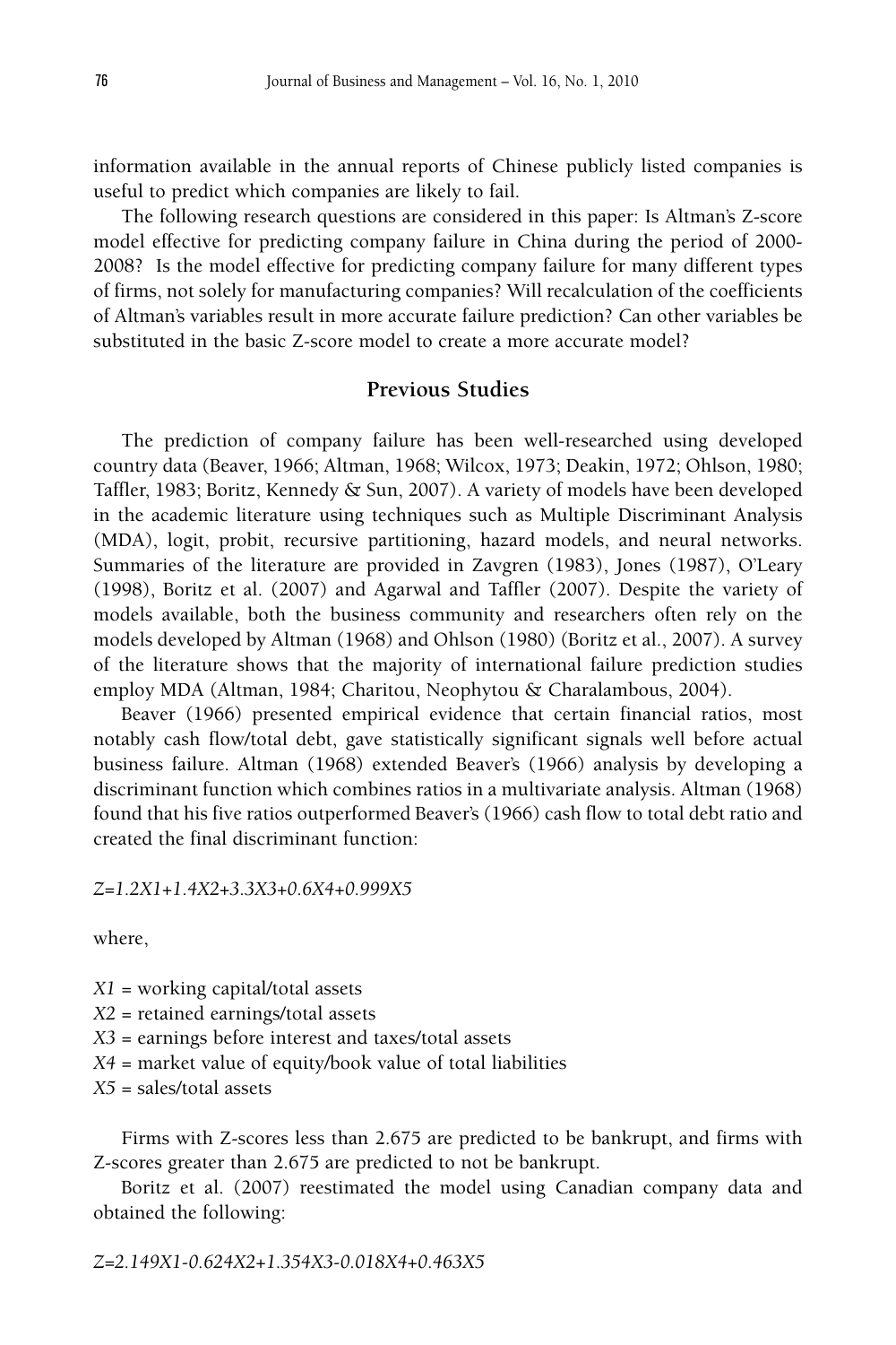information available in the annual reports of Chinese publicly listed companies is useful to predict which companies are likely to fail.

The following research questions are considered in this paper: Is Altman's Z-score model effective for predicting company failure in China during the period of 2000-2008? Is the model effective for predicting company failure for many different types of firms, not solely for manufacturing companies? Will recalculation of the coefficients of Altman's variables result in more accurate failure prediction? Can other variables be substituted in the basic Z-score model to create a more accurate model?

## Previous Studies

The prediction of company failure has been well-researched using developed country data (Beaver, 1966; Altman, 1968; Wilcox, 1973; Deakin, 1972; Ohlson, 1980; Taffler, 1983; Boritz, Kennedy & Sun, 2007). A variety of models have been developed in the academic literature using techniques such as Multiple Discriminant Analysis (MDA), logit, probit, recursive partitioning, hazard models, and neural networks. Summaries of the literature are provided in Zavgren (1983), Jones (1987), O'Leary (1998), Boritz et al. (2007) and Agarwal and Taffler (2007). Despite the variety of models available, both the business community and researchers often rely on the models developed by Altman (1968) and Ohlson (1980) (Boritz et al., 2007). A survey of the literature shows that the majority of international failure prediction studies employ MDA (Altman, 1984; Charitou, Neophytou & Charalambous, 2004).

Beaver (1966) presented empirical evidence that certain financial ratios, most notably cash flow/total debt, gave statistically significant signals well before actual business failure. Altman (1968) extended Beaver's (1966) analysis by developing a discriminant function which combines ratios in a multivariate analysis. Altman (1968) found that his five ratios outperformed Beaver's (1966) cash flow to total debt ratio and created the final discriminant function:

$$Z=1.2X1+1.4X2+3.3X3+0.6X4+0.999X5$$

where,

$X1$ = working capital/total assets
$X2$ = retained earnings/total assets
$X3$ = earnings before interest and taxes/total assets
$X4$ = market value of equity/book value of total liabilities
$X5$ = sales/total assets

Firms with Z-scores less than 2.675 are predicted to be bankrupt, and firms with Z-scores greater than 2.675 are predicted to not be bankrupt.

Boritz et al. (2007) reestimated the model using Canadian company data and obtained the following:

$$Z=2.149X1-0.624X2+1.354X3-0.018X4+0.463X5$$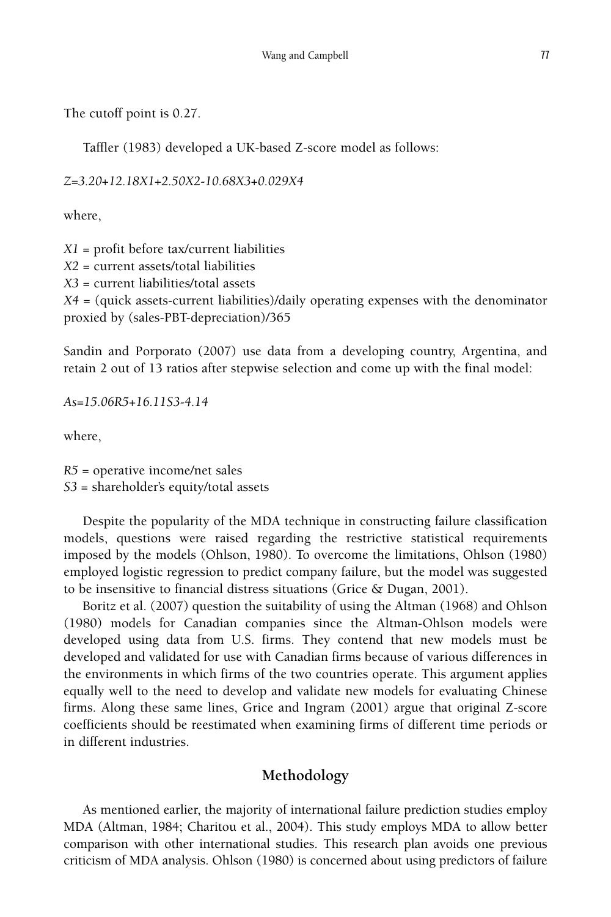The cutoff point is 0.27.

Taffler (1983) developed a UK-based Z-score model as follows:

$$Z=3.20+12.18X1+2.50X2-10.68X3+0.029X4$$

where,

$X1$ = profit before tax/current liabilities
$X2$ = current assets/total liabilities
$X3$ = current liabilities/total assets
$X4$ = (quick assets-current liabilities)/daily operating expenses with the denominator proxied by (sales-PBT-depreciation)/365

Sandin and Porporato (2007) use data from a developing country, Argentina, and retain 2 out of 13 ratios after stepwise selection and come up with the final model:

$$As=15.06R5+16.11S3-4.14$$

where,

$R5$ = operative income/net sales
$S3$ = shareholder's equity/total assets

Despite the popularity of the MDA technique in constructing failure classification models, questions were raised regarding the restrictive statistical requirements imposed by the models (Ohlson, 1980). To overcome the limitations, Ohlson (1980) employed logistic regression to predict company failure, but the model was suggested to be insensitive to financial distress situations (Grice & Dugan, 2001).

Boritz et al. (2007) question the suitability of using the Altman (1968) and Ohlson (1980) models for Canadian companies since the Altman-Ohlson models were developed using data from U.S. firms. They contend that new models must be developed and validated for use with Canadian firms because of various differences in the environments in which firms of the two countries operate. This argument applies equally well to the need to develop and validate new models for evaluating Chinese firms. Along these same lines, Grice and Ingram (2001) argue that original Z-score coefficients should be reestimated when examining firms of different time periods or in different industries.

## Methodology

As mentioned earlier, the majority of international failure prediction studies employ MDA (Altman, 1984; Charitou et al., 2004). This study employs MDA to allow better comparison with other international studies. This research plan avoids one previous criticism of MDA analysis. Ohlson (1980) is concerned about using predictors of failure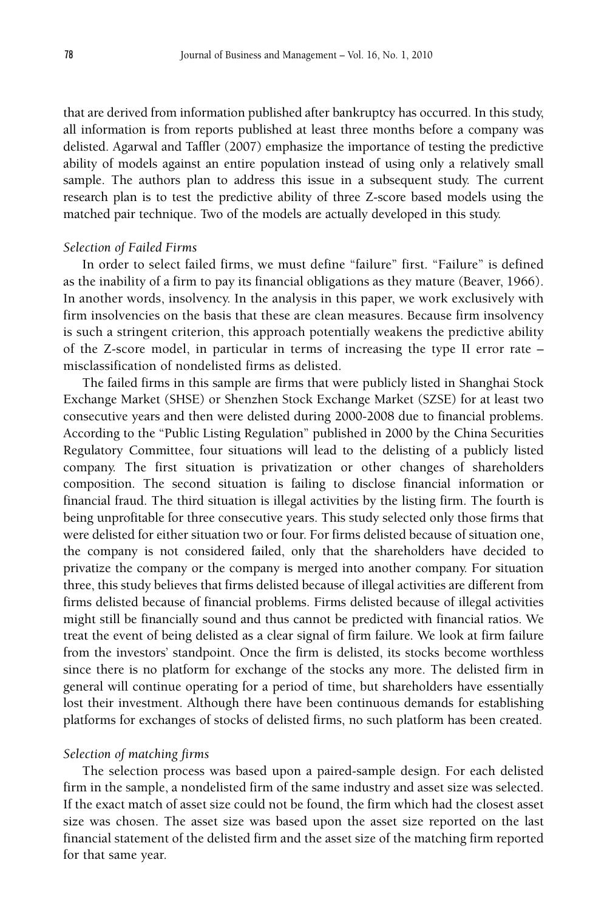that are derived from information published after bankruptcy has occurred. In this study, all information is from reports published at least three months before a company was delisted. Agarwal and Taffler (2007) emphasize the importance of testing the predictive ability of models against an entire population instead of using only a relatively small sample. The authors plan to address this issue in a subsequent study. The current research plan is to test the predictive ability of three Z-score based models using the matched pair technique. Two of the models are actually developed in this study.

### *Selection of Failed Firms*

In order to select failed firms, we must define "failure" first. "Failure" is defined as the inability of a firm to pay its financial obligations as they mature (Beaver, 1966). In another words, insolvency. In the analysis in this paper, we work exclusively with firm insolvencies on the basis that these are clean measures. Because firm insolvency is such a stringent criterion, this approach potentially weakens the predictive ability of the Z-score model, in particular in terms of increasing the type II error rate – misclassification of nondelisted firms as delisted.

The failed firms in this sample are firms that were publicly listed in Shanghai Stock Exchange Market (SHSE) or Shenzhen Stock Exchange Market (SZSE) for at least two consecutive years and then were delisted during 2000-2008 due to financial problems. According to the "Public Listing Regulation" published in 2000 by the China Securities Regulatory Committee, four situations will lead to the delisting of a publicly listed company. The first situation is privatization or other changes of shareholders composition. The second situation is failing to disclose financial information or financial fraud. The third situation is illegal activities by the listing firm. The fourth is being unprofitable for three consecutive years. This study selected only those firms that were delisted for either situation two or four. For firms delisted because of situation one, the company is not considered failed, only that the shareholders have decided to privatize the company or the company is merged into another company. For situation three, this study believes that firms delisted because of illegal activities are different from firms delisted because of financial problems. Firms delisted because of illegal activities might still be financially sound and thus cannot be predicted with financial ratios. We treat the event of being delisted as a clear signal of firm failure. We look at firm failure from the investors' standpoint. Once the firm is delisted, its stocks become worthless since there is no platform for exchange of the stocks any more. The delisted firm in general will continue operating for a period of time, but shareholders have essentially lost their investment. Although there have been continuous demands for establishing platforms for exchanges of stocks of delisted firms, no such platform has been created.

### *Selection of matching firms*

The selection process was based upon a paired-sample design. For each delisted firm in the sample, a nondelisted firm of the same industry and asset size was selected. If the exact match of asset size could not be found, the firm which had the closest asset size was chosen. The asset size was based upon the asset size reported on the last financial statement of the delisted firm and the asset size of the matching firm reported for that same year.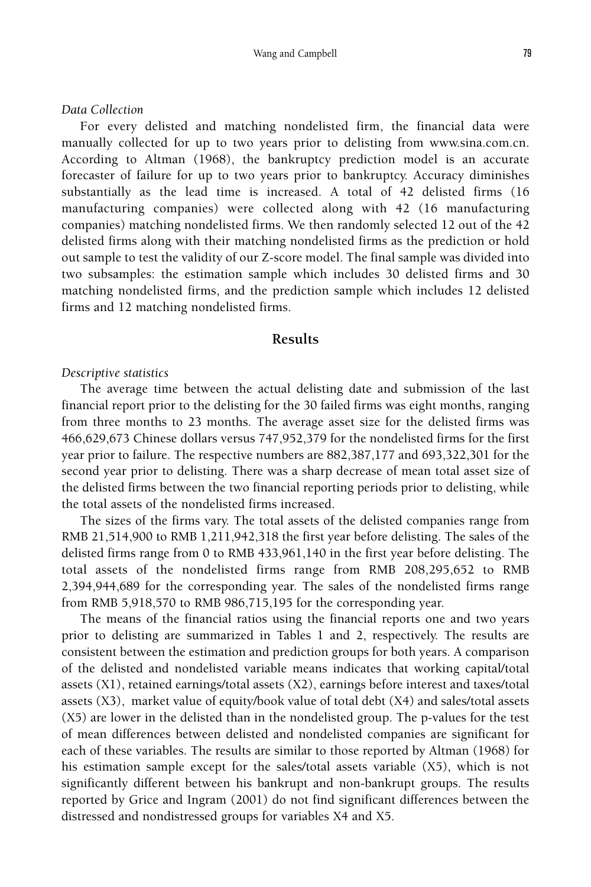*Data Collection*

For every delisted and matching nondelisted firm, the financial data were manually collected for up to two years prior to delisting from www.sina.com.cn. According to Altman (1968), the bankruptcy prediction model is an accurate forecaster of failure for up to two years prior to bankruptcy. Accuracy diminishes substantially as the lead time is increased. A total of 42 delisted firms (16 manufacturing companies) were collected along with 42 (16 manufacturing companies) matching nondelisted firms. We then randomly selected 12 out of the 42 delisted firms along with their matching nondelisted firms as the prediction or hold out sample to test the validity of our Z-score model. The final sample was divided into two subsamples: the estimation sample which includes 30 delisted firms and 30 matching nondelisted firms, and the prediction sample which includes 12 delisted firms and 12 matching nondelisted firms.

## Results

*Descriptive statistics*

The average time between the actual delisting date and submission of the last financial report prior to the delisting for the 30 failed firms was eight months, ranging from three months to 23 months. The average asset size for the delisted firms was 466,629,673 Chinese dollars versus 747,952,379 for the nondelisted firms for the first year prior to failure. The respective numbers are 882,387,177 and 693,322,301 for the second year prior to delisting. There was a sharp decrease of mean total asset size of the delisted firms between the two financial reporting periods prior to delisting, while the total assets of the nondelisted firms increased.

The sizes of the firms vary. The total assets of the delisted companies range from RMB 21,514,900 to RMB 1,211,942,318 the first year before delisting. The sales of the delisted firms range from 0 to RMB 433,961,140 in the first year before delisting. The total assets of the nondelisted firms range from RMB 208,295,652 to RMB 2,394,944,689 for the corresponding year. The sales of the nondelisted firms range from RMB 5,918,570 to RMB 986,715,195 for the corresponding year.

The means of the financial ratios using the financial reports one and two years prior to delisting are summarized in Tables 1 and 2, respectively. The results are consistent between the estimation and prediction groups for both years. A comparison of the delisted and nondelisted variable means indicates that working capital/total assets (X1), retained earnings/total assets (X2), earnings before interest and taxes/total assets (X3), market value of equity/book value of total debt (X4) and sales/total assets (X5) are lower in the delisted than in the nondelisted group. The p-values for the test of mean differences between delisted and nondelisted companies are significant for each of these variables. The results are similar to those reported by Altman (1968) for his estimation sample except for the sales/total assets variable (X5), which is not significantly different between his bankrupt and non-bankrupt groups. The results reported by Grice and Ingram (2001) do not find significant differences between the distressed and nondistressed groups for variables X4 and X5.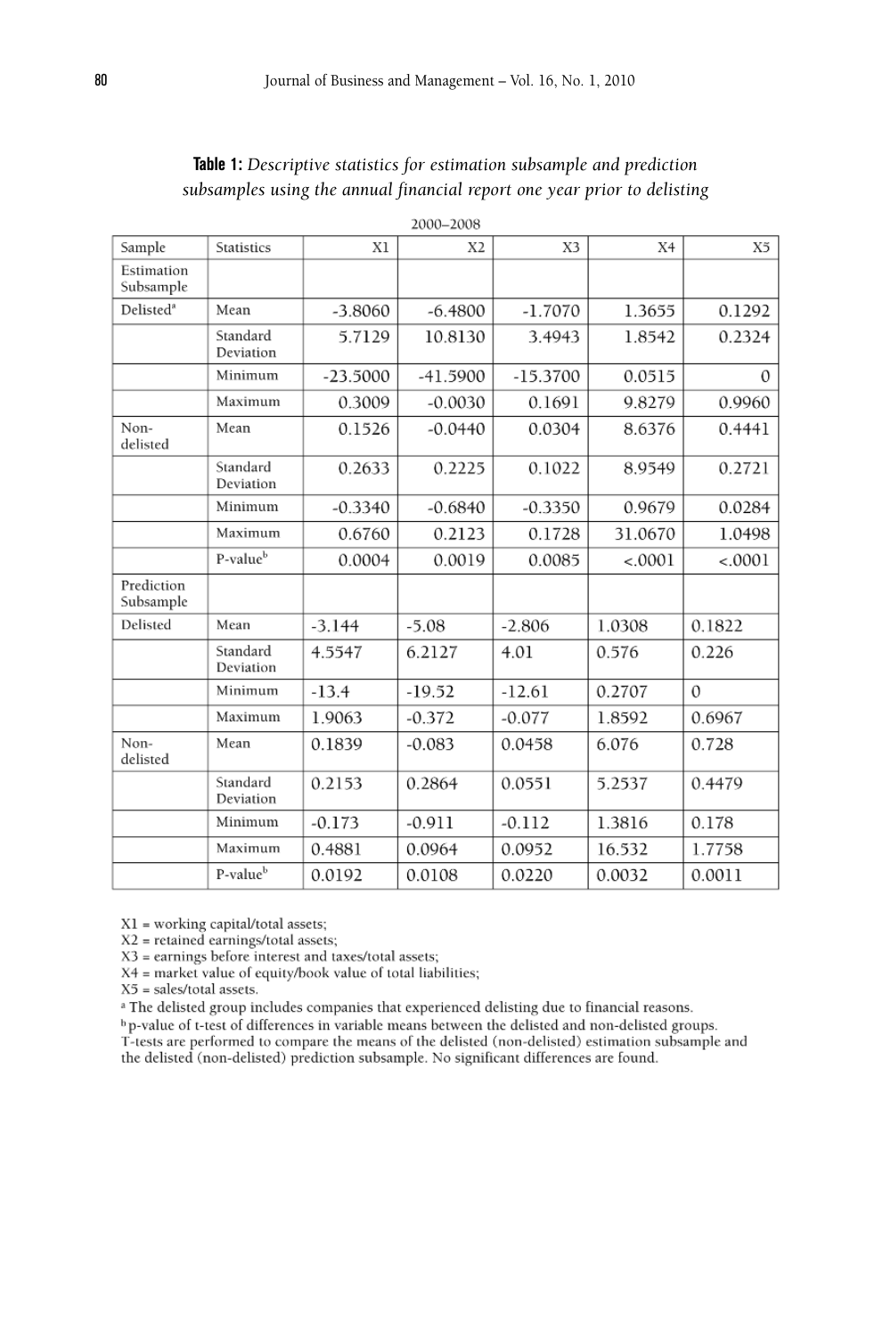**Table 1:** *Descriptive statistics for estimation subsample and prediction subsamples using the annual financial report one year prior to delisting*

2000–2008

| Sample | Statistics | X1 | X2 | X3 | X4 | X5 |
|---|---|---|---|---|---|---|
| Estimation Subsample | | | | | | |
| Delisted[a] | Mean | -3.8060 | -6.4800 | -1.7070 | 1.3655 | 0.1292 |
| | Standard Deviation | 5.7129 | 10.8130 | 3.4943 | 1.8542 | 0.2324 |
| | Minimum | -23.5000 | -41.5900 | -15.3700 | 0.0515 | 0 |
| | Maximum | 0.3009 | -0.0030 | 0.1691 | 9.8279 | 0.9960 |
| Non-delisted | Mean | 0.1526 | -0.0440 | 0.0304 | 8.6376 | 0.4441 |
| | Standard Deviation | 0.2633 | 0.2225 | 0.1022 | 8.9549 | 0.2721 |
| | Minimum | -0.3340 | -0.6840 | -0.3350 | 0.9679 | 0.0284 |
| | Maximum | 0.6760 | 0.2123 | 0.1728 | 31.0670 | 1.0498 |
| | P-value[b] | 0.0004 | 0.0019 | 0.0085 | <.0001 | <.0001 |
| Prediction Subsample | | | | | | |
| Delisted | Mean | -3.144 | -5.08 | -2.806 | 1.0308 | 0.1822 |
| | Standard Deviation | 4.5547 | 6.2127 | 4.01 | 0.576 | 0.226 |
| | Minimum | -13.4 | -19.52 | -12.61 | 0.2707 | 0 |
| | Maximum | 1.9063 | -0.372 | -0.077 | 1.8592 | 0.6967 |
| Non-delisted | Mean | 0.1839 | -0.083 | 0.0458 | 6.076 | 0.728 |
| | Standard Deviation | 0.2153 | 0.2864 | 0.0551 | 5.2537 | 0.4479 |
| | Minimum | -0.173 | -0.911 | -0.112 | 1.3816 | 0.178 |
| | Maximum | 0.4881 | 0.0964 | 0.0952 | 16.532 | 1.7758 |
| | P-value[b] | 0.0192 | 0.0108 | 0.0220 | 0.0032 | 0.0011 |

X1 = working capital/total assets;
X2 = retained earnings/total assets;
X3 = earnings before interest and taxes/total assets;
X4 = market value of equity/book value of total liabilities;
X5 = sales/total assets.

[a] The delisted group includes companies that experienced delisting due to financial reasons.
[b] p-value of t-test of differences in variable means between the delisted and non-delisted groups.
T-tests are performed to compare the means of the delisted (non-delisted) estimation subsample and the delisted (non-delisted) prediction subsample. No significant differences are found.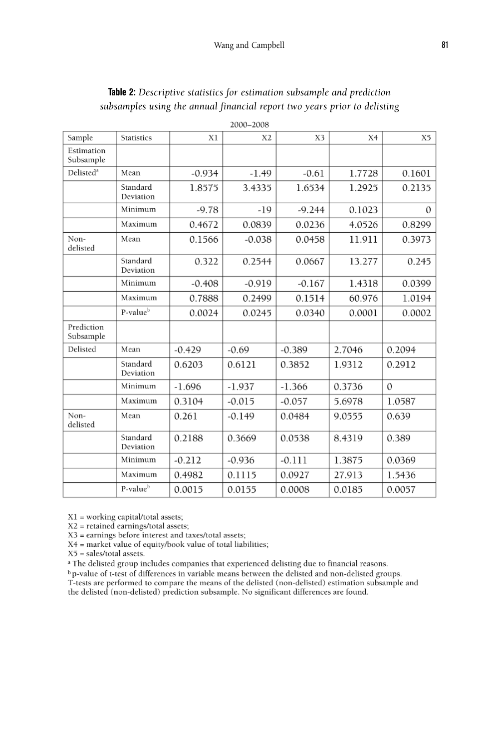**Table 2:** *Descriptive statistics for estimation subsample and prediction subsamples using the annual financial report two years prior to delisting*

2000–2008

| Sample | Statistics | X1 | X2 | X3 | X4 | X5 |
|---|---|---|---|---|---|---|
| Estimation Subsample | | | | | | |
| Delisted[a] | Mean | -0.934 | -1.49 | -0.61 | 1.7728 | 0.1601 |
| | Standard Deviation | 1.8575 | 3.4335 | 1.6534 | 1.2925 | 0.2135 |
| | Minimum | -9.78 | -19 | -9.244 | 0.1023 | 0 |
| | Maximum | 0.4672 | 0.0839 | 0.0236 | 4.0526 | 0.8299 |
| Non-delisted | Mean | 0.1566 | -0.038 | 0.0458 | 11.911 | 0.3973 |
| | Standard Deviation | 0.322 | 0.2544 | 0.0667 | 13.277 | 0.245 |
| | Minimum | -0.408 | -0.919 | -0.167 | 1.4318 | 0.0399 |
| | Maximum | 0.7888 | 0.2499 | 0.1514 | 60.976 | 1.0194 |
| | P-value[b] | 0.0024 | 0.0245 | 0.0340 | 0.0001 | 0.0002 |
| Prediction Subsample | | | | | | |
| Delisted | Mean | -0.429 | -0.69 | -0.389 | 2.7046 | 0.2094 |
| | Standard Deviation | 0.6203 | 0.6121 | 0.3852 | 1.9312 | 0.2912 |
| | Minimum | -1.696 | -1.937 | -1.366 | 0.3736 | 0 |
| | Maximum | 0.3104 | -0.015 | -0.057 | 5.6978 | 1.0587 |
| Non-delisted | Mean | 0.261 | -0.149 | 0.0484 | 9.0555 | 0.639 |
| | Standard Deviation | 0.2188 | 0.3669 | 0.0538 | 8.4319 | 0.389 |
| | Minimum | -0.212 | -0.936 | -0.111 | 1.3875 | 0.0369 |
| | Maximum | 0.4982 | 0.1115 | 0.0927 | 27.913 | 1.5436 |
| | P-value[b] | 0.0015 | 0.0155 | 0.0008 | 0.0185 | 0.0057 |

X1 = working capital/total assets;
X2 = retained earnings/total assets;
X3 = earnings before interest and taxes/total assets;
X4 = market value of equity/book value of total liabilities;
X5 = sales/total assets.
[a] The delisted group includes companies that experienced delisting due to financial reasons.
[b] p-value of t-test of differences in variable means between the delisted and non-delisted groups.
T-tests are performed to compare the means of the delisted (non-delisted) estimation subsample and the delisted (non-delisted) prediction subsample. No significant differences are found.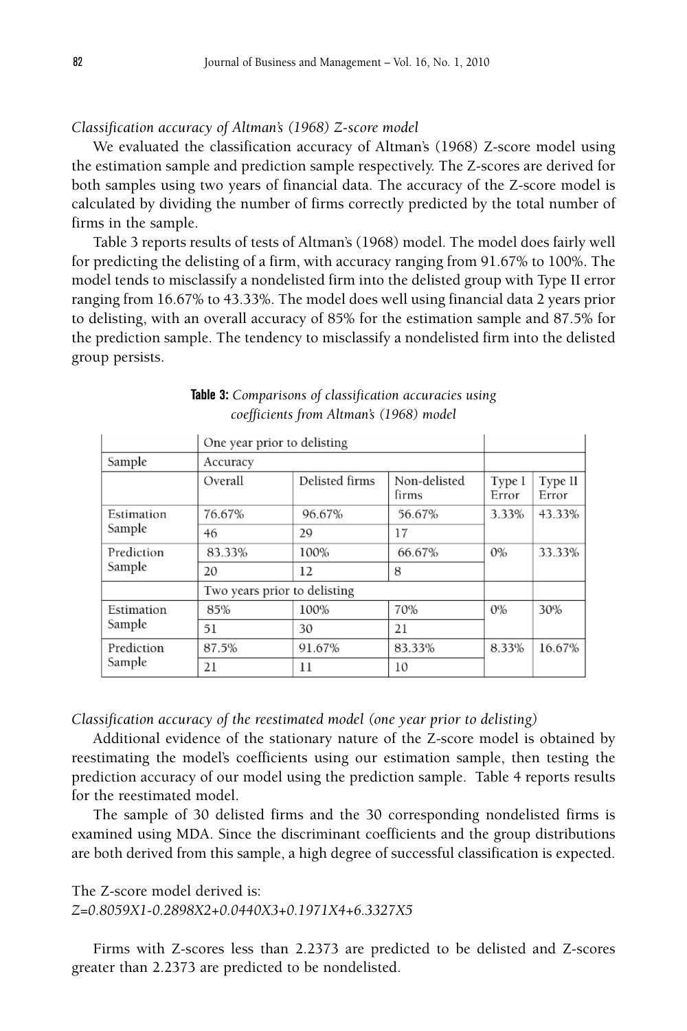*Classification accuracy of Altman's (1968) Z-score model*

We evaluated the classification accuracy of Altman's (1968) Z-score model using the estimation sample and prediction sample respectively. The Z-scores are derived for both samples using two years of financial data. The accuracy of the Z-score model is calculated by dividing the number of firms correctly predicted by the total number of firms in the sample.

Table 3 reports results of tests of Altman's (1968) model. The model does fairly well for predicting the delisting of a firm, with accuracy ranging from 91.67% to 100%. The model tends to misclassify a nondelisted firm into the delisted group with Type II error ranging from 16.67% to 43.33%. The model does well using financial data 2 years prior to delisting, with an overall accuracy of 85% for the estimation sample and 87.5% for the prediction sample. The tendency to misclassify a nondelisted firm into the delisted group persists.

**Table 3:** *Comparisons of classification accuracies using coefficients from Altman's (1968) model*

| | One year prior to delisting | | | | |
|---|---|---|---|---|---|
| Sample | Accuracy | | | | |
| | Overall | Delisted firms | Non-delisted firms | Type I Error | Type II Error |
| Estimation Sample | 76.67% | 96.67% | 56.67% | 3.33% | 43.33% |
| | 46 | 29 | 17 | | |
| Prediction Sample | 83.33% | 100% | 66.67% | 0% | 33.33% |
| | 20 | 12 | 8 | | |
| | Two years prior to delisting | | | | |
| Estimation Sample | 85% | 100% | 70% | 0% | 30% |
| | 51 | 30 | 21 | | |
| Prediction Sample | 87.5% | 91.67% | 83.33% | 8.33% | 16.67% |
| | 21 | 11 | 10 | | |

*Classification accuracy of the reestimated model (one year prior to delisting)*

Additional evidence of the stationary nature of the Z-score model is obtained by reestimating the model's coefficients using our estimation sample, then testing the prediction accuracy of our model using the prediction sample. Table 4 reports results for the reestimated model.

The sample of 30 delisted firms and the 30 corresponding nondelisted firms is examined using MDA. Since the discriminant coefficients and the group distributions are both derived from this sample, a high degree of successful classification is expected.

The Z-score model derived is:

$$Z=0.8059X1-0.2898X2+0.0440X3+0.1971X4+6.3327X5$$

Firms with Z-scores less than 2.2373 are predicted to be delisted and Z-scores greater than 2.2373 are predicted to be nondelisted.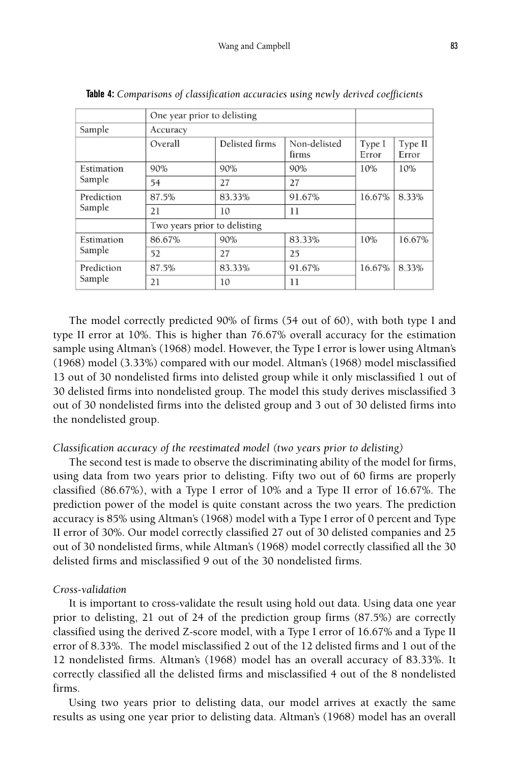**Table 4:** *Comparisons of classification accuracies using newly derived coefficients*

| | One year prior to delisting | | | | |
|---|---|---|---|---|---|
| Sample | Accuracy | | | | |
| | Overall | Delisted firms | Non-delisted firms | Type I Error | Type II Error |
| Estimation Sample | 90% | 90% | 90% | 10% | 10% |
| | 54 | 27 | 27 | | |
| Prediction Sample | 87.5% | 83.33% | 91.67% | 16.67% | 8.33% |
| | 21 | 10 | 11 | | |
| | Two years prior to delisting | | | | |
| Estimation Sample | 86.67% | 90% | 83.33% | 10% | 16.67% |
| | 52 | 27 | 25 | | |
| Prediction Sample | 87.5% | 83.33% | 91.67% | 16.67% | 8.33% |
| | 21 | 10 | 11 | | |

The model correctly predicted 90% of firms (54 out of 60), with both type I and type II error at 10%. This is higher than 76.67% overall accuracy for the estimation sample using Altman's (1968) model. However, the Type I error is lower using Altman's (1968) model (3.33%) compared with our model. Altman's (1968) model misclassified 13 out of 30 nondelisted firms into delisted group while it only misclassified 1 out of 30 delisted firms into nondelisted group. The model this study derives misclassified 3 out of 30 nondelisted firms into the delisted group and 3 out of 30 delisted firms into the nondelisted group.

*Classification accuracy of the reestimated model (two years prior to delisting)*

The second test is made to observe the discriminating ability of the model for firms, using data from two years prior to delisting. Fifty two out of 60 firms are properly classified (86.67%), with a Type I error of 10% and a Type II error of 16.67%. The prediction power of the model is quite constant across the two years. The prediction accuracy is 85% using Altman's (1968) model with a Type I error of 0 percent and Type II error of 30%. Our model correctly classified 27 out of 30 delisted companies and 25 out of 30 nondelisted firms, while Altman's (1968) model correctly classified all the 30 delisted firms and misclassified 9 out of the 30 nondelisted firms.

*Cross-validation*

It is important to cross-validate the result using hold out data. Using data one year prior to delisting, 21 out of 24 of the prediction group firms (87.5%) are correctly classified using the derived Z-score model, with a Type I error of 16.67% and a Type II error of 8.33%. The model misclassified 2 out of the 12 delisted firms and 1 out of the 12 nondelisted firms. Altman's (1968) model has an overall accuracy of 83.33%. It correctly classified all the delisted firms and misclassified 4 out of the 8 nondelisted firms.

Using two years prior to delisting data, our model arrives at exactly the same results as using one year prior to delisting data. Altman's (1968) model has an overall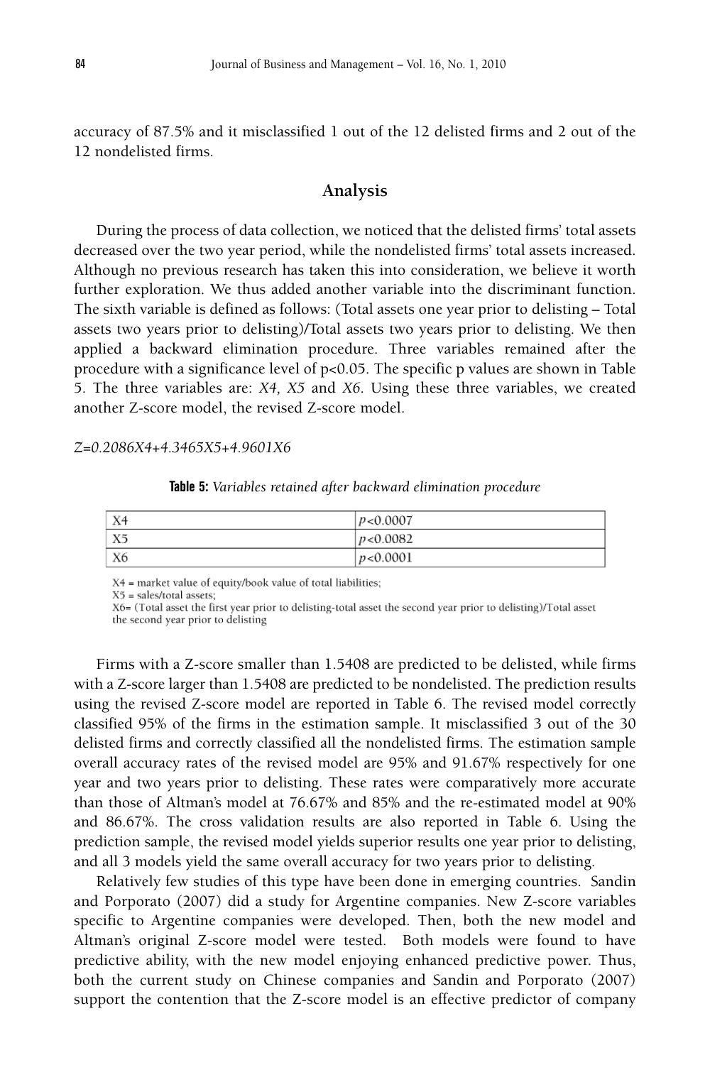accuracy of 87.5% and it misclassified 1 out of the 12 delisted firms and 2 out of the 12 nondelisted firms.

## Analysis

During the process of data collection, we noticed that the delisted firms' total assets decreased over the two year period, while the nondelisted firms' total assets increased. Although no previous research has taken this into consideration, we believe it worth further exploration. We thus added another variable into the discriminant function. The sixth variable is defined as follows: (Total assets one year prior to delisting – Total assets two years prior to delisting)/Total assets two years prior to delisting. We then applied a backward elimination procedure. Three variables remained after the procedure with a significance level of $p<0.05$. The specific p values are shown in Table 5. The three variables are: *X4, X5* and *X6*. Using these three variables, we created another Z-score model, the revised Z-score model.

$$Z=0.2086X4+4.3465X5+4.9601X6$$

**Table 5:** *Variables retained after backward elimination procedure*

| | |
|---|---|
| X4 | $p<0.0007$ |
| X5 | $p<0.0082$ |
| X6 | $p<0.0001$ |

X4 = market value of equity/book value of total liabilities;
X5 = sales/total assets;
X6= (Total asset the first year prior to delisting-total asset the second year prior to delisting)/Total asset the second year prior to delisting

Firms with a Z-score smaller than 1.5408 are predicted to be delisted, while firms with a Z-score larger than 1.5408 are predicted to be nondelisted. The prediction results using the revised Z-score model are reported in Table 6. The revised model correctly classified 95% of the firms in the estimation sample. It misclassified 3 out of the 30 delisted firms and correctly classified all the nondelisted firms. The estimation sample overall accuracy rates of the revised model are 95% and 91.67% respectively for one year and two years prior to delisting. These rates were comparatively more accurate than those of Altman's model at 76.67% and 85% and the re-estimated model at 90% and 86.67%. The cross validation results are also reported in Table 6. Using the prediction sample, the revised model yields superior results one year prior to delisting, and all 3 models yield the same overall accuracy for two years prior to delisting.

Relatively few studies of this type have been done in emerging countries. Sandin and Porporato (2007) did a study for Argentine companies. New Z-score variables specific to Argentine companies were developed. Then, both the new model and Altman's original Z-score model were tested. Both models were found to have predictive ability, with the new model enjoying enhanced predictive power. Thus, both the current study on Chinese companies and Sandin and Porporato (2007) support the contention that the Z-score model is an effective predictor of company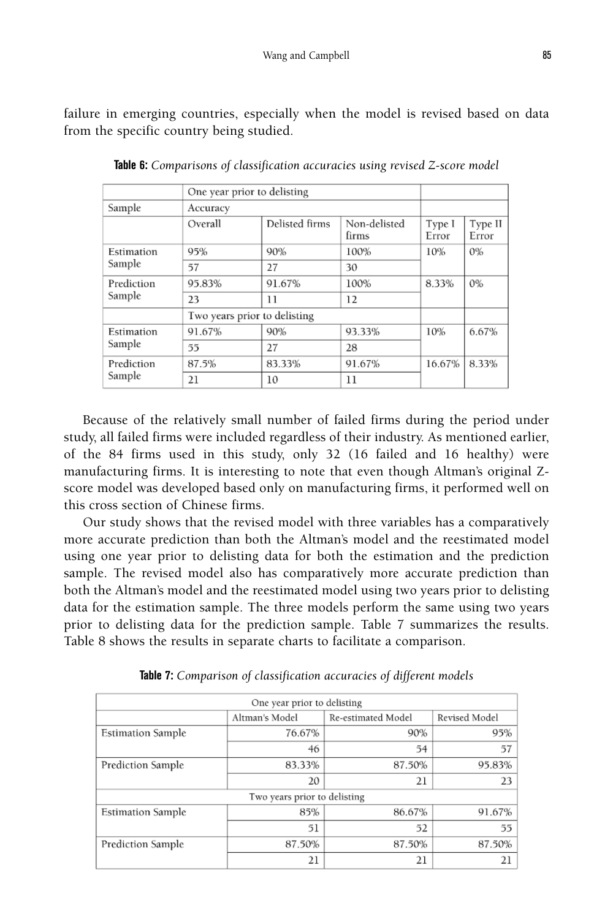failure in emerging countries, especially when the model is revised based on data from the specific country being studied.

**Table 6:** *Comparisons of classification accuracies using revised Z-score model*

| | One year prior to delisting | | | | |
|---|---|---|---|---|---|
| Sample | Accuracy | | | | |
| | Overall | Delisted firms | Non-delisted firms | Type I Error | Type II Error |
| Estimation Sample | 95% | 90% | 100% | 10% | 0% |
| | 57 | 27 | 30 | | |
| Prediction Sample | 95.83% | 91.67% | 100% | 8.33% | 0% |
| | 23 | 11 | 12 | | |
| | Two years prior to delisting | | | | |
| Estimation Sample | 91.67% | 90% | 93.33% | 10% | 6.67% |
| | 55 | 27 | 28 | | |
| Prediction Sample | 87.5% | 83.33% | 91.67% | 16.67% | 8.33% |
| | 21 | 10 | 11 | | |

Because of the relatively small number of failed firms during the period under study, all failed firms were included regardless of their industry. As mentioned earlier, of the 84 firms used in this study, only 32 (16 failed and 16 healthy) were manufacturing firms. It is interesting to note that even though Altman's original Z-score model was developed based only on manufacturing firms, it performed well on this cross section of Chinese firms.

Our study shows that the revised model with three variables has a comparatively more accurate prediction than both the Altman's model and the reestimated model using one year prior to delisting data for both the estimation and the prediction sample. The revised model also has comparatively more accurate prediction than both the Altman's model and the reestimated model using two years prior to delisting data for the estimation sample. The three models perform the same using two years prior to delisting data for the prediction sample. Table 7 summarizes the results. Table 8 shows the results in separate charts to facilitate a comparison.

**Table 7:** *Comparison of classification accuracies of different models*

| | One year prior to delisting | | |
|---|---|---|---|
| | Altman's Model | Re-estimated Model | Revised Model |
| Estimation Sample | 76.67% | 90% | 95% |
| | 46 | 54 | 57 |
| Prediction Sample | 83.33% | 87.50% | 95.83% |
| | 20 | 21 | 23 |
| | Two years prior to delisting | | |
| Estimation Sample | 85% | 86.67% | 91.67% |
| | 51 | 52 | 55 |
| Prediction Sample | 87.50% | 87.50% | 87.50% |
| | 21 | 21 | 21 |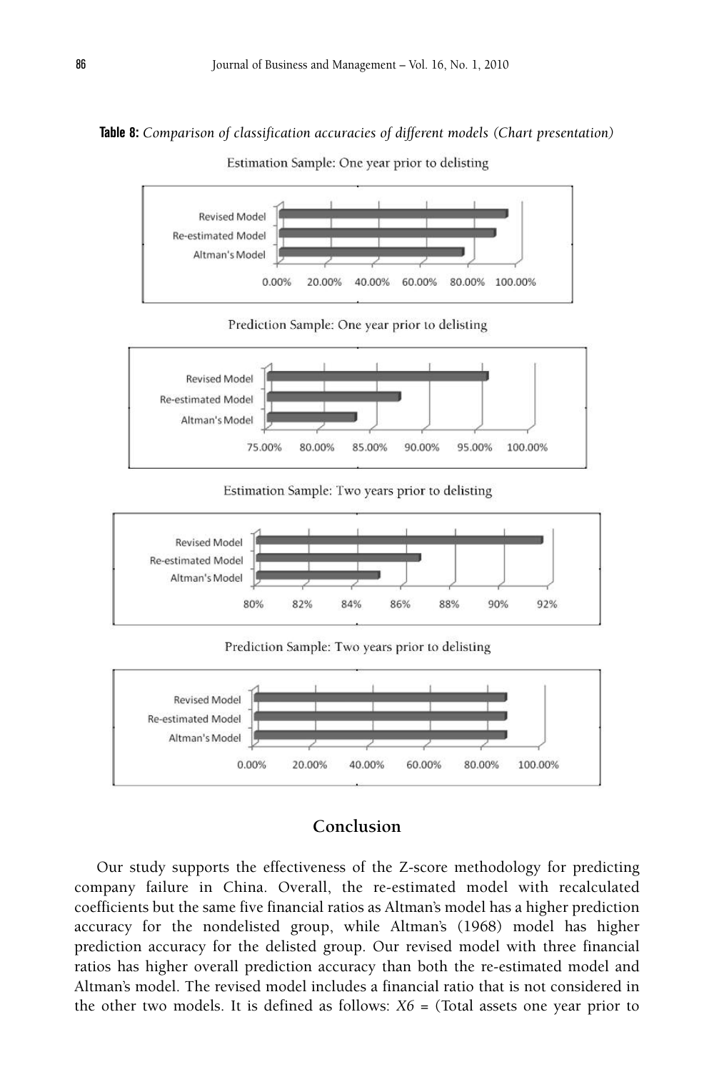**Table 8:** *Comparison of classification accuracies of different models (Chart presentation)*

Estimation Sample: One year prior to delisting

Revised Model
Re-estimated Model
Altman's Model

0.00% 20.00% 40.00% 60.00% 80.00% 100.00%

Prediction Sample: One year prior to delisting

Revised Model
Re-estimated Model
Altman's Model

75.00% 80.00% 85.00% 90.00% 95.00% 100.00%

Estimation Sample: Two years prior to delisting

Revised Model
Re-estimated Model
Altman's Model

80% 82% 84% 86% 88% 90% 92%

Prediction Sample: Two years prior to delisting

Revised Model
Re-estimated Model
Altman's Model

0.00% 20.00% 40.00% 60.00% 80.00% 100.00%

## Conclusion

Our study supports the effectiveness of the Z-score methodology for predicting company failure in China. Overall, the re-estimated model with recalculated coefficients but the same five financial ratios as Altman's model has a higher prediction accuracy for the nondelisted group, while Altman's (1968) model has higher prediction accuracy for the delisted group. Our revised model with three financial ratios has higher overall prediction accuracy than both the re-estimated model and Altman's model. The revised model includes a financial ratio that is not considered in the other two models. It is defined as follows: *X6* = (Total assets one year prior to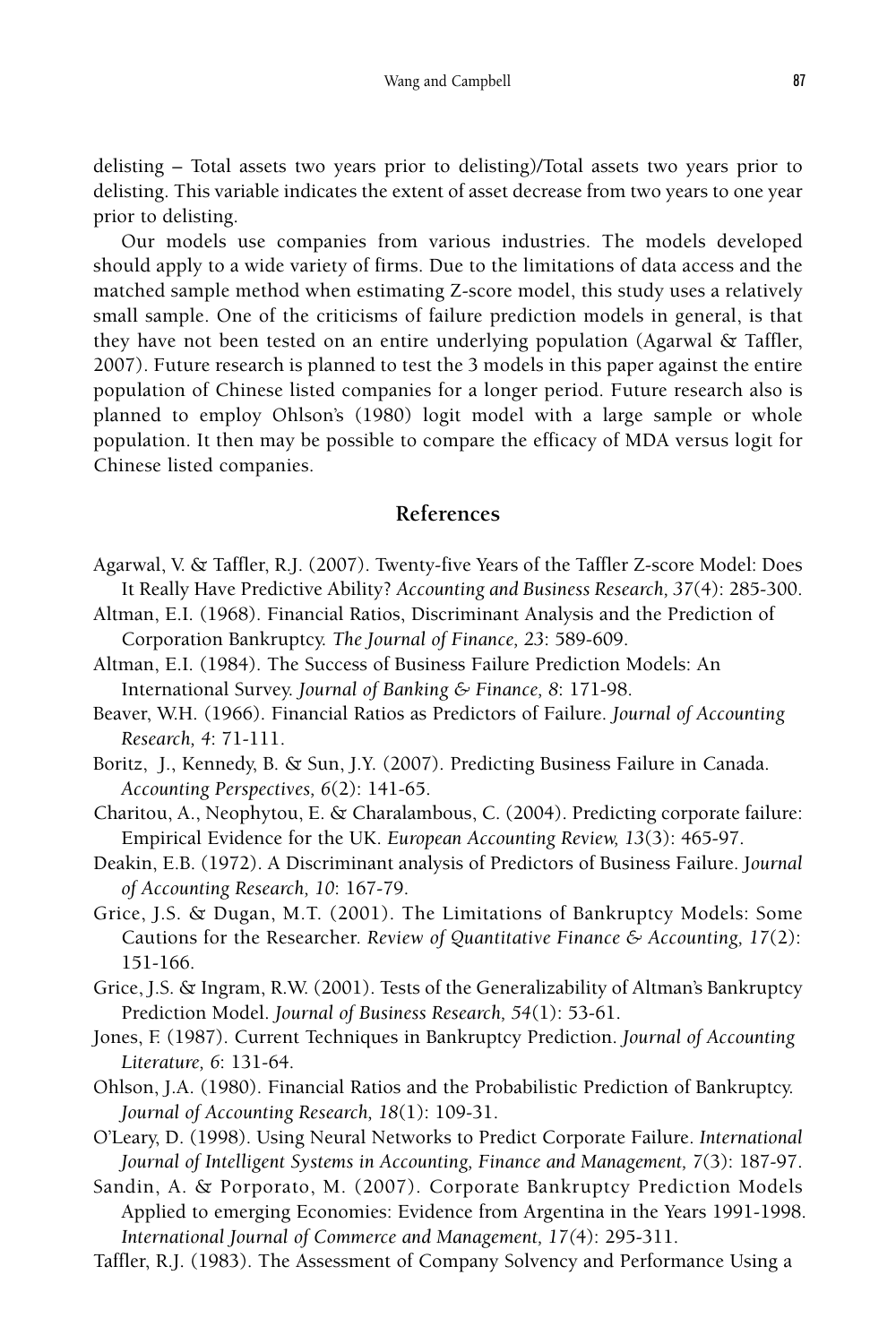delisting – Total assets two years prior to delisting)/Total assets two years prior to delisting. This variable indicates the extent of asset decrease from two years to one year prior to delisting.

Our models use companies from various industries. The models developed should apply to a wide variety of firms. Due to the limitations of data access and the matched sample method when estimating Z-score model, this study uses a relatively small sample. One of the criticisms of failure prediction models in general, is that they have not been tested on an entire underlying population (Agarwal & Taffler, 2007). Future research is planned to test the 3 models in this paper against the entire population of Chinese listed companies for a longer period. Future research also is planned to employ Ohlson's (1980) logit model with a large sample or whole population. It then may be possible to compare the efficacy of MDA versus logit for Chinese listed companies.

## References

Agarwal, V. & Taffler, R.J. (2007). Twenty-five Years of the Taffler Z-score Model: Does It Really Have Predictive Ability? *Accounting and Business Research, 37*(4): 285-300.

Altman, E.I. (1968). Financial Ratios, Discriminant Analysis and the Prediction of Corporation Bankruptcy. *The Journal of Finance, 23*: 589-609.

Altman, E.I. (1984). The Success of Business Failure Prediction Models: An International Survey. *Journal of Banking & Finance, 8*: 171-98.

Beaver, W.H. (1966). Financial Ratios as Predictors of Failure. *Journal of Accounting Research, 4*: 71-111.

Boritz, J., Kennedy, B. & Sun, J.Y. (2007). Predicting Business Failure in Canada. *Accounting Perspectives, 6*(2): 141-65.

Charitou, A., Neophytou, E. & Charalambous, C. (2004). Predicting corporate failure: Empirical Evidence for the UK. *European Accounting Review, 13*(3): 465-97.

Deakin, E.B. (1972). A Discriminant analysis of Predictors of Business Failure. *Journal of Accounting Research, 10*: 167-79.

Grice, J.S. & Dugan, M.T. (2001). The Limitations of Bankruptcy Models: Some Cautions for the Researcher. *Review of Quantitative Finance & Accounting, 17*(2): 151-166.

Grice, J.S. & Ingram, R.W. (2001). Tests of the Generalizability of Altman's Bankruptcy Prediction Model. *Journal of Business Research, 54*(1): 53-61.

Jones, F. (1987). Current Techniques in Bankruptcy Prediction. *Journal of Accounting Literature, 6*: 131-64.

Ohlson, J.A. (1980). Financial Ratios and the Probabilistic Prediction of Bankruptcy. *Journal of Accounting Research, 18*(1): 109-31.

O'Leary, D. (1998). Using Neural Networks to Predict Corporate Failure. *International Journal of Intelligent Systems in Accounting, Finance and Management, 7*(3): 187-97.

Sandin, A. & Porporato, M. (2007). Corporate Bankruptcy Prediction Models Applied to emerging Economies: Evidence from Argentina in the Years 1991-1998. *International Journal of Commerce and Management, 17*(4): 295-311.

Taffler, R.J. (1983). The Assessment of Company Solvency and Performance Using a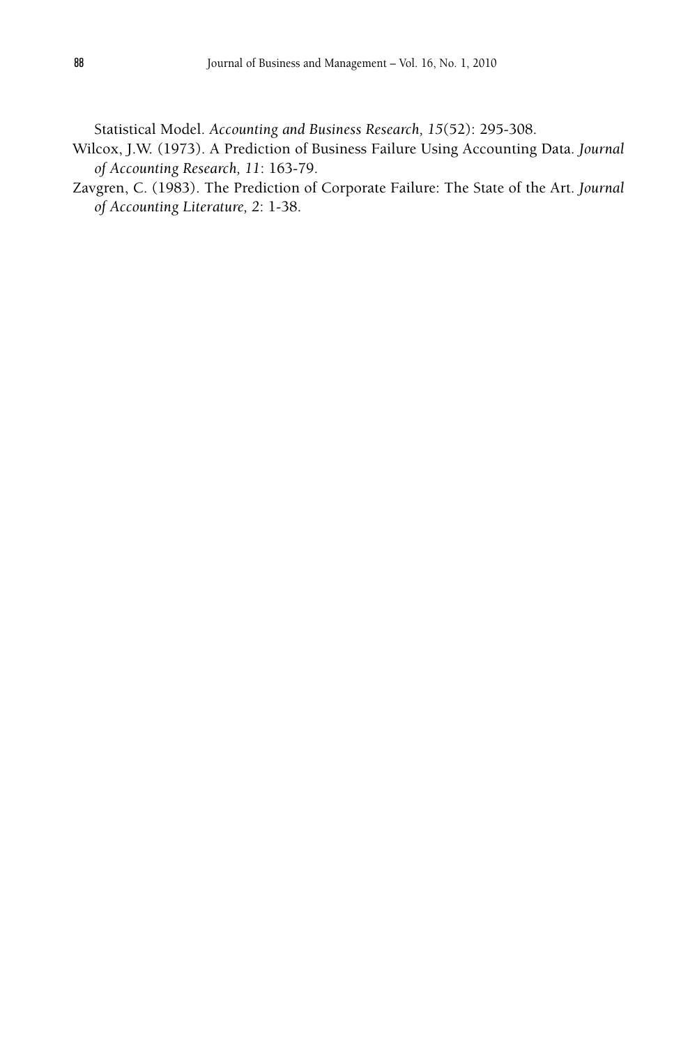Statistical Model. *Accounting and Business Research, 15*(52): 295-308.

Wilcox, J.W. (1973). A Prediction of Business Failure Using Accounting Data. *Journal of Accounting Research, 11*: 163-79.

Zavgren, C. (1983). The Prediction of Corporate Failure: The State of the Art. *Journal of Accounting Literature, 2*: 1-38.